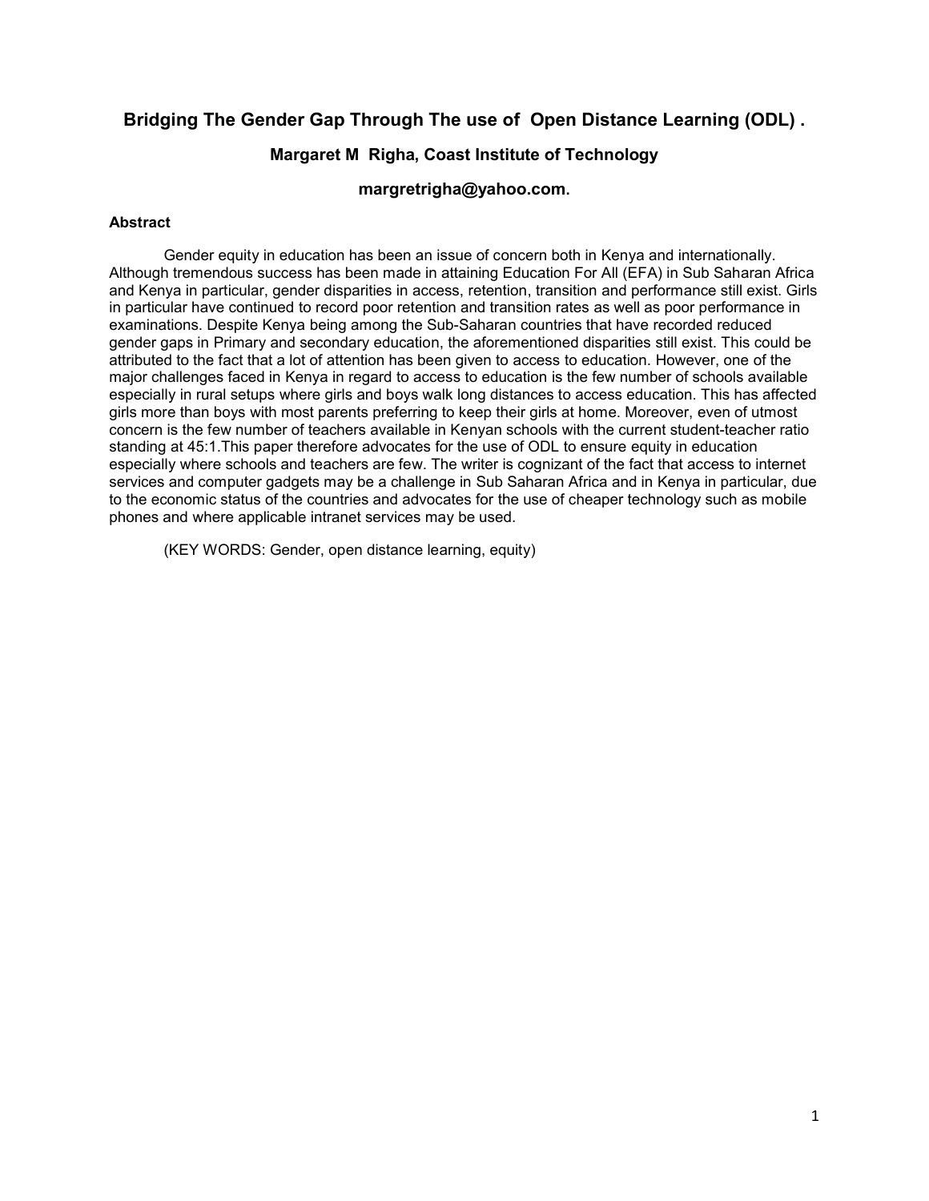# Bridging The Gender Gap Through The use of Open Distance Learning (ODL) .

**Margaret M Righa, Coast Institute of Technology**

**margretrigha@yahoo.com.**

### Abstract

Gender equity in education has been an issue of concern both in Kenya and internationally. Although tremendous success has been made in attaining Education For All (EFA) in Sub Saharan Africa and Kenya in particular, gender disparities in access, retention, transition and performance still exist. Girls in particular have continued to record poor retention and transition rates as well as poor performance in examinations. Despite Kenya being among the Sub-Saharan countries that have recorded reduced gender gaps in Primary and secondary education, the aforementioned disparities still exist. This could be attributed to the fact that a lot of attention has been given to access to education. However, one of the major challenges faced in Kenya in regard to access to education is the few number of schools available especially in rural setups where girls and boys walk long distances to access education. This has affected girls more than boys with most parents preferring to keep their girls at home. Moreover, even of utmost concern is the few number of teachers available in Kenyan schools with the current student-teacher ratio standing at 45:1.This paper therefore advocates for the use of ODL to ensure equity in education especially where schools and teachers are few. The writer is cognizant of the fact that access to internet services and computer gadgets may be a challenge in Sub Saharan Africa and in Kenya in particular, due to the economic status of the countries and advocates for the use of cheaper technology such as mobile phones and where applicable intranet services may be used.

(KEY WORDS: Gender, open distance learning, equity)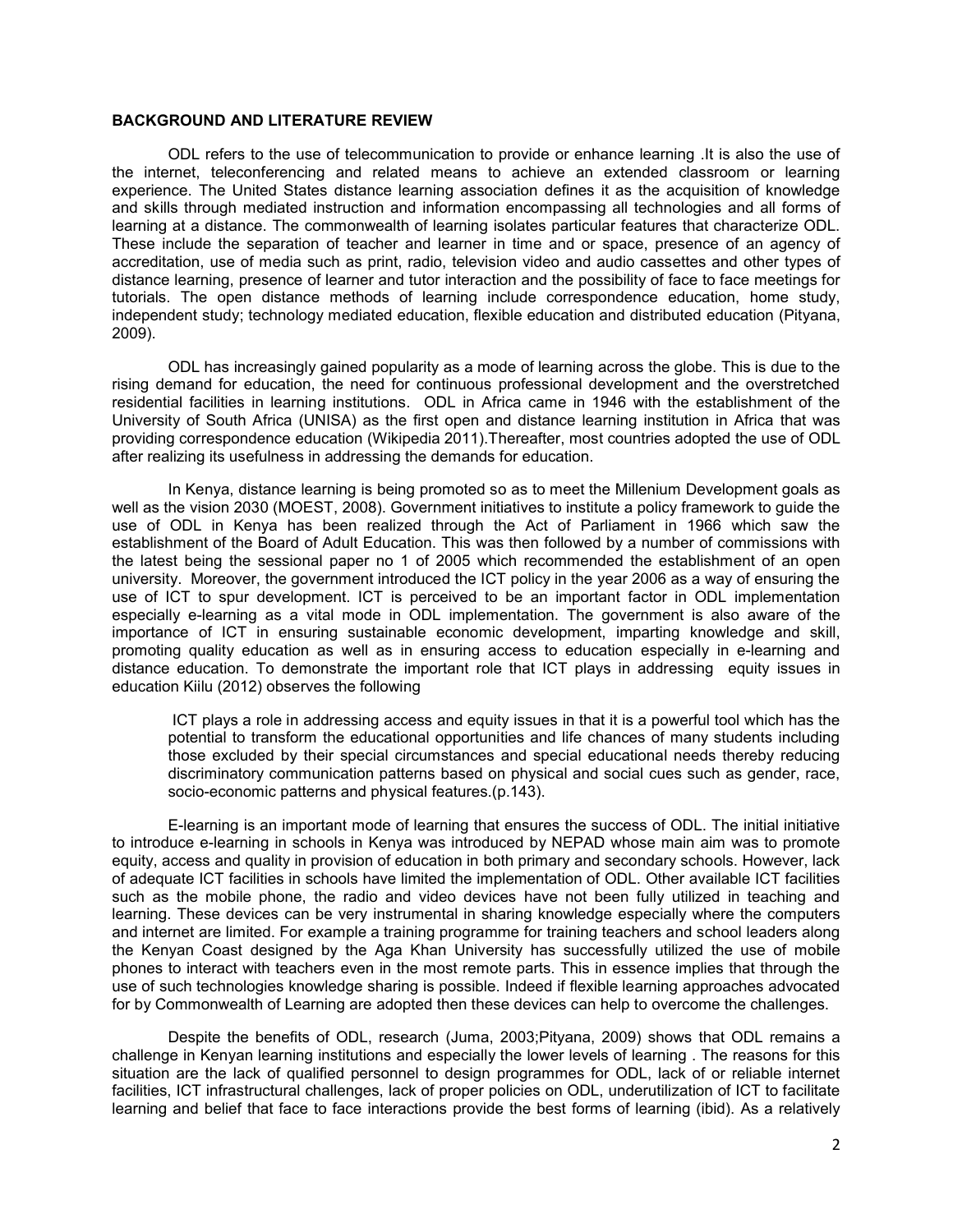## BACKGROUND AND LITERATURE REVIEW

ODL refers to the use of telecommunication to provide or enhance learning .It is also the use of the internet, teleconferencing and related means to achieve an extended classroom or learning experience. The United States distance learning association defines it as the acquisition of knowledge and skills through mediated instruction and information encompassing all technologies and all forms of learning at a distance. The commonwealth of learning isolates particular features that characterize ODL. These include the separation of teacher and learner in time and or space, presence of an agency of accreditation, use of media such as print, radio, television video and audio cassettes and other types of distance learning, presence of learner and tutor interaction and the possibility of face to face meetings for tutorials. The open distance methods of learning include correspondence education, home study, independent study; technology mediated education, flexible education and distributed education (Pityana, 2009).

ODL has increasingly gained popularity as a mode of learning across the globe. This is due to the rising demand for education, the need for continuous professional development and the overstretched residential facilities in learning institutions. ODL in Africa came in 1946 with the establishment of the University of South Africa (UNISA) as the first open and distance learning institution in Africa that was providing correspondence education (Wikipedia 2011).Thereafter, most countries adopted the use of ODL after realizing its usefulness in addressing the demands for education.

In Kenya, distance learning is being promoted so as to meet the Millenium Development goals as well as the vision 2030 (MOEST, 2008). Government initiatives to institute a policy framework to guide the use of ODL in Kenya has been realized through the Act of Parliament in 1966 which saw the establishment of the Board of Adult Education. This was then followed by a number of commissions with the latest being the sessional paper no 1 of 2005 which recommended the establishment of an open university. Moreover, the government introduced the ICT policy in the year 2006 as a way of ensuring the use of ICT to spur development. ICT is perceived to be an important factor in ODL implementation especially e-learning as a vital mode in ODL implementation. The government is also aware of the importance of ICT in ensuring sustainable economic development, imparting knowledge and skill, promoting quality education as well as in ensuring access to education especially in e-learning and distance education. To demonstrate the important role that ICT plays in addressing equity issues in education Kiilu (2012) observes the following

> ICT plays a role in addressing access and equity issues in that it is a powerful tool which has the potential to transform the educational opportunities and life chances of many students including those excluded by their special circumstances and special educational needs thereby reducing discriminatory communication patterns based on physical and social cues such as gender, race, socio-economic patterns and physical features.(p.143).

E-learning is an important mode of learning that ensures the success of ODL. The initial initiative to introduce e-learning in schools in Kenya was introduced by NEPAD whose main aim was to promote equity, access and quality in provision of education in both primary and secondary schools. However, lack of adequate ICT facilities in schools have limited the implementation of ODL. Other available ICT facilities such as the mobile phone, the radio and video devices have not been fully utilized in teaching and learning. These devices can be very instrumental in sharing knowledge especially where the computers and internet are limited. For example a training programme for training teachers and school leaders along the Kenyan Coast designed by the Aga Khan University has successfully utilized the use of mobile phones to interact with teachers even in the most remote parts. This in essence implies that through the use of such technologies knowledge sharing is possible. Indeed if flexible learning approaches advocated for by Commonwealth of Learning are adopted then these devices can help to overcome the challenges.

Despite the benefits of ODL, research (Juma, 2003;Pityana, 2009) shows that ODL remains a challenge in Kenyan learning institutions and especially the lower levels of learning . The reasons for this situation are the lack of qualified personnel to design programmes for ODL, lack of or reliable internet facilities, ICT infrastructural challenges, lack of proper policies on ODL, underutilization of ICT to facilitate learning and belief that face to face interactions provide the best forms of learning (ibid). As a relatively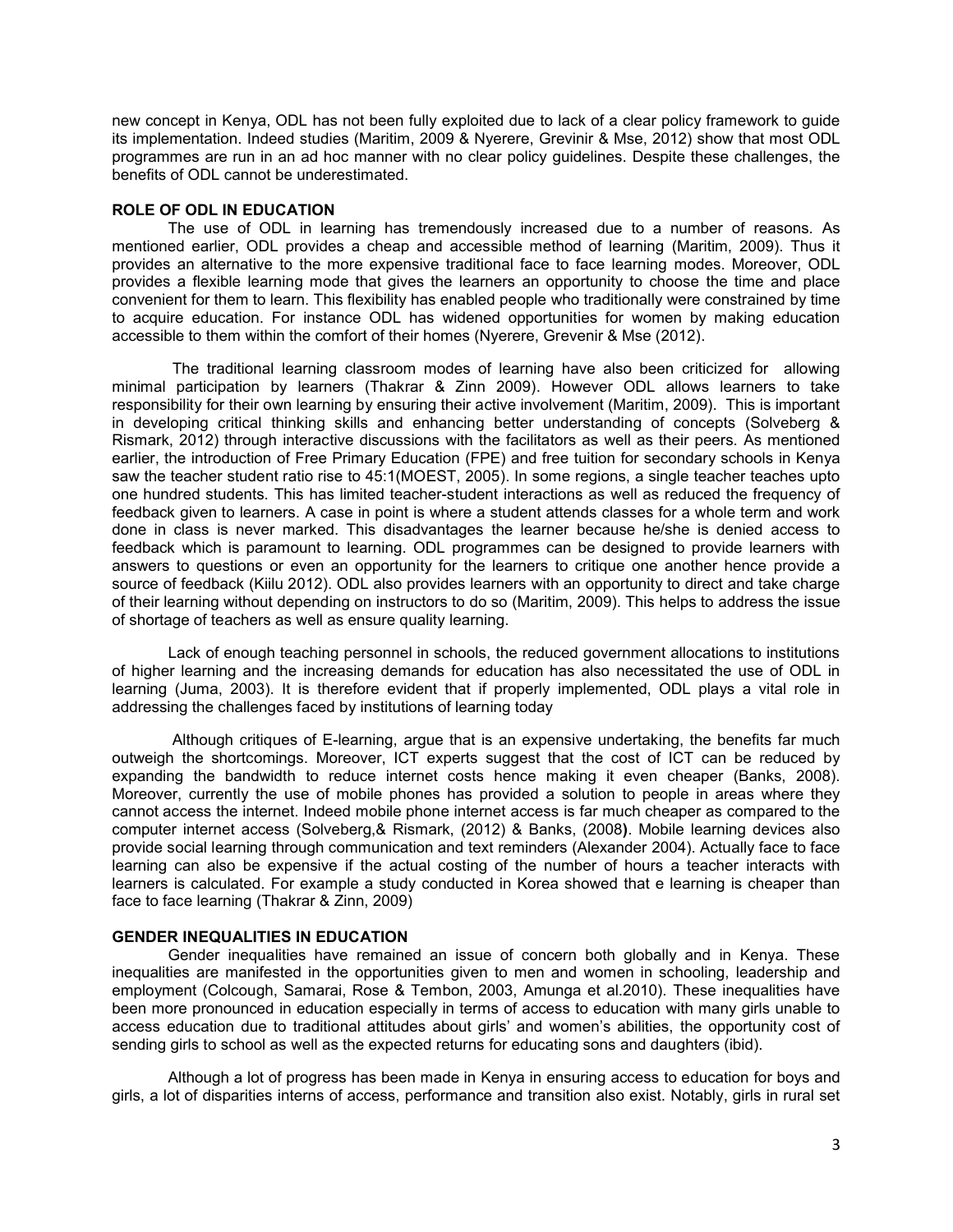new concept in Kenya, ODL has not been fully exploited due to lack of a clear policy framework to guide its implementation. Indeed studies (Maritim, 2009 & Nyerere, Grevinir & Mse, 2012) show that most ODL programmes are run in an ad hoc manner with no clear policy guidelines. Despite these challenges, the benefits of ODL cannot be underestimated.

## ROLE OF ODL IN EDUCATION

The use of ODL in learning has tremendously increased due to a number of reasons. As mentioned earlier, ODL provides a cheap and accessible method of learning (Maritim, 2009). Thus it provides an alternative to the more expensive traditional face to face learning modes. Moreover, ODL provides a flexible learning mode that gives the learners an opportunity to choose the time and place convenient for them to learn. This flexibility has enabled people who traditionally were constrained by time to acquire education. For instance ODL has widened opportunities for women by making education accessible to them within the comfort of their homes (Nyerere, Grevenir & Mse (2012).

The traditional learning classroom modes of learning have also been criticized for allowing minimal participation by learners (Thakrar & Zinn 2009). However ODL allows learners to take responsibility for their own learning by ensuring their active involvement (Maritim, 2009). This is important in developing critical thinking skills and enhancing better understanding of concepts (Solveberg & Rismark, 2012) through interactive discussions with the facilitators as well as their peers. As mentioned earlier, the introduction of Free Primary Education (FPE) and free tuition for secondary schools in Kenya saw the teacher student ratio rise to 45:1(MOEST, 2005). In some regions, a single teacher teaches upto one hundred students. This has limited teacher-student interactions as well as reduced the frequency of feedback given to learners. A case in point is where a student attends classes for a whole term and work done in class is never marked. This disadvantages the learner because he/she is denied access to feedback which is paramount to learning. ODL programmes can be designed to provide learners with answers to questions or even an opportunity for the learners to critique one another hence provide a source of feedback (Kiilu 2012). ODL also provides learners with an opportunity to direct and take charge of their learning without depending on instructors to do so (Maritim, 2009). This helps to address the issue of shortage of teachers as well as ensure quality learning.

Lack of enough teaching personnel in schools, the reduced government allocations to institutions of higher learning and the increasing demands for education has also necessitated the use of ODL in learning (Juma, 2003). It is therefore evident that if properly implemented, ODL plays a vital role in addressing the challenges faced by institutions of learning today

Although critiques of E-learning, argue that is an expensive undertaking, the benefits far much outweigh the shortcomings. Moreover, ICT experts suggest that the cost of ICT can be reduced by expanding the bandwidth to reduce internet costs hence making it even cheaper (Banks, 2008). Moreover, currently the use of mobile phones has provided a solution to people in areas where they cannot access the internet. Indeed mobile phone internet access is far much cheaper as compared to the computer internet access (Solveberg,& Rismark, (2012) & Banks, (2008**)**. Mobile learning devices also provide social learning through communication and text reminders (Alexander 2004). Actually face to face learning can also be expensive if the actual costing of the number of hours a teacher interacts with learners is calculated. For example a study conducted in Korea showed that e learning is cheaper than face to face learning (Thakrar & Zinn, 2009)

## GENDER INEQUALITIES IN EDUCATION

Gender inequalities have remained an issue of concern both globally and in Kenya. These inequalities are manifested in the opportunities given to men and women in schooling, leadership and employment (Colcough, Samarai, Rose & Tembon, 2003, Amunga et al.2010). These inequalities have been more pronounced in education especially in terms of access to education with many girls unable to access education due to traditional attitudes about girls' and women's abilities, the opportunity cost of sending girls to school as well as the expected returns for educating sons and daughters (ibid).

Although a lot of progress has been made in Kenya in ensuring access to education for boys and girls, a lot of disparities interns of access, performance and transition also exist. Notably, girls in rural set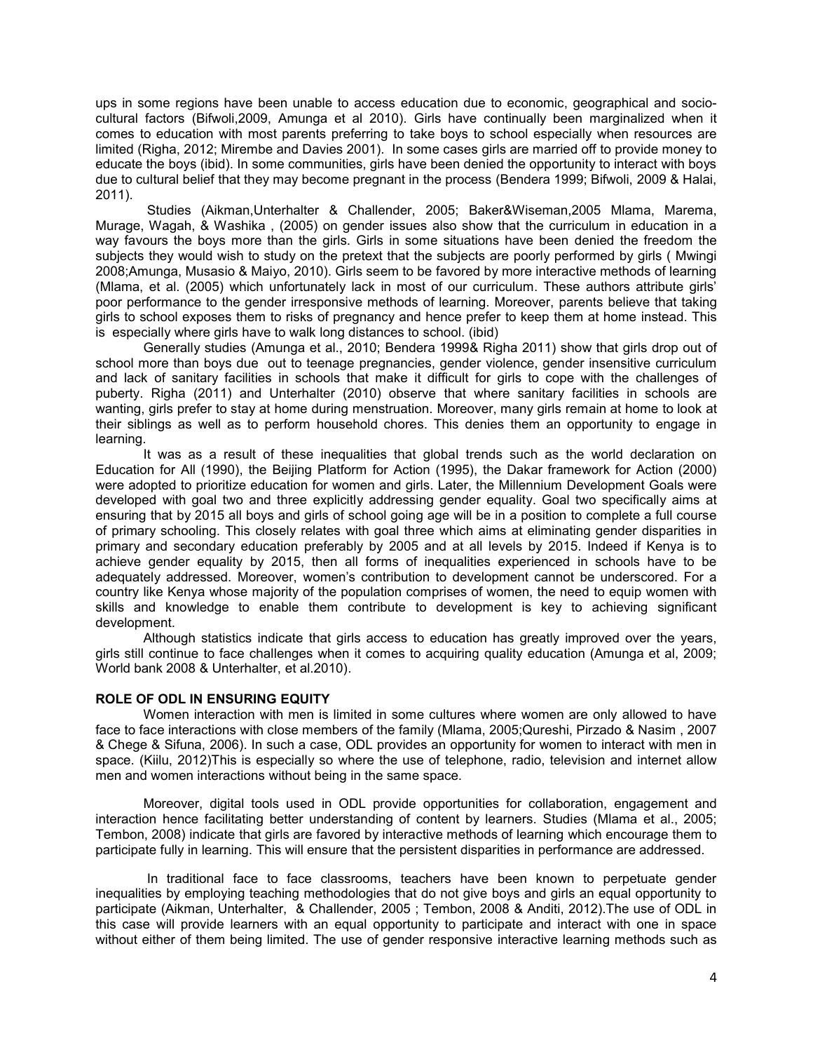ups in some regions have been unable to access education due to economic, geographical and socio-cultural factors (Bifwoli,2009, Amunga et al 2010). Girls have continually been marginalized when it comes to education with most parents preferring to take boys to school especially when resources are limited (Righa, 2012; Mirembe and Davies 2001). In some cases girls are married off to provide money to educate the boys (ibid). In some communities, girls have been denied the opportunity to interact with boys due to cultural belief that they may become pregnant in the process (Bendera 1999; Bifwoli, 2009 & Halai, 2011).

Studies (Aikman,Unterhalter & Challender, 2005; Baker&Wiseman,2005 Mlama, Marema, Murage, Wagah, & Washika , (2005) on gender issues also show that the curriculum in education in a way favours the boys more than the girls. Girls in some situations have been denied the freedom the subjects they would wish to study on the pretext that the subjects are poorly performed by girls ( Mwingi 2008;Amunga, Musasio & Maiyo, 2010). Girls seem to be favored by more interactive methods of learning (Mlama, et al. (2005) which unfortunately lack in most of our curriculum. These authors attribute girls' poor performance to the gender irresponsive methods of learning. Moreover, parents believe that taking girls to school exposes them to risks of pregnancy and hence prefer to keep them at home instead. This is especially where girls have to walk long distances to school. (ibid)

Generally studies (Amunga et al., 2010; Bendera 1999& Righa 2011) show that girls drop out of school more than boys due out to teenage pregnancies, gender violence, gender insensitive curriculum and lack of sanitary facilities in schools that make it difficult for girls to cope with the challenges of puberty. Righa (2011) and Unterhalter (2010) observe that where sanitary facilities in schools are wanting, girls prefer to stay at home during menstruation. Moreover, many girls remain at home to look at their siblings as well as to perform household chores. This denies them an opportunity to engage in learning.

It was as a result of these inequalities that global trends such as the world declaration on Education for All (1990), the Beijing Platform for Action (1995), the Dakar framework for Action (2000) were adopted to prioritize education for women and girls. Later, the Millennium Development Goals were developed with goal two and three explicitly addressing gender equality. Goal two specifically aims at ensuring that by 2015 all boys and girls of school going age will be in a position to complete a full course of primary schooling. This closely relates with goal three which aims at eliminating gender disparities in primary and secondary education preferably by 2005 and at all levels by 2015. Indeed if Kenya is to achieve gender equality by 2015, then all forms of inequalities experienced in schools have to be adequately addressed. Moreover, women's contribution to development cannot be underscored. For a country like Kenya whose majority of the population comprises of women, the need to equip women with skills and knowledge to enable them contribute to development is key to achieving significant development.

Although statistics indicate that girls access to education has greatly improved over the years, girls still continue to face challenges when it comes to acquiring quality education (Amunga et al, 2009; World bank 2008 & Unterhalter, et al.2010).

## ROLE OF ODL IN ENSURING EQUITY

Women interaction with men is limited in some cultures where women are only allowed to have face to face interactions with close members of the family (Mlama, 2005;Qureshi, Pirzado & Nasim , 2007 & Chege & Sifuna, 2006). In such a case, ODL provides an opportunity for women to interact with men in space. (Kiilu, 2012)This is especially so where the use of telephone, radio, television and internet allow men and women interactions without being in the same space.

Moreover, digital tools used in ODL provide opportunities for collaboration, engagement and interaction hence facilitating better understanding of content by learners. Studies (Mlama et al., 2005; Tembon, 2008) indicate that girls are favored by interactive methods of learning which encourage them to participate fully in learning. This will ensure that the persistent disparities in performance are addressed.

In traditional face to face classrooms, teachers have been known to perpetuate gender inequalities by employing teaching methodologies that do not give boys and girls an equal opportunity to participate (Aikman, Unterhalter, & Challender, 2005 ; Tembon, 2008 & Anditi, 2012).The use of ODL in this case will provide learners with an equal opportunity to participate and interact with one in space without either of them being limited. The use of gender responsive interactive learning methods such as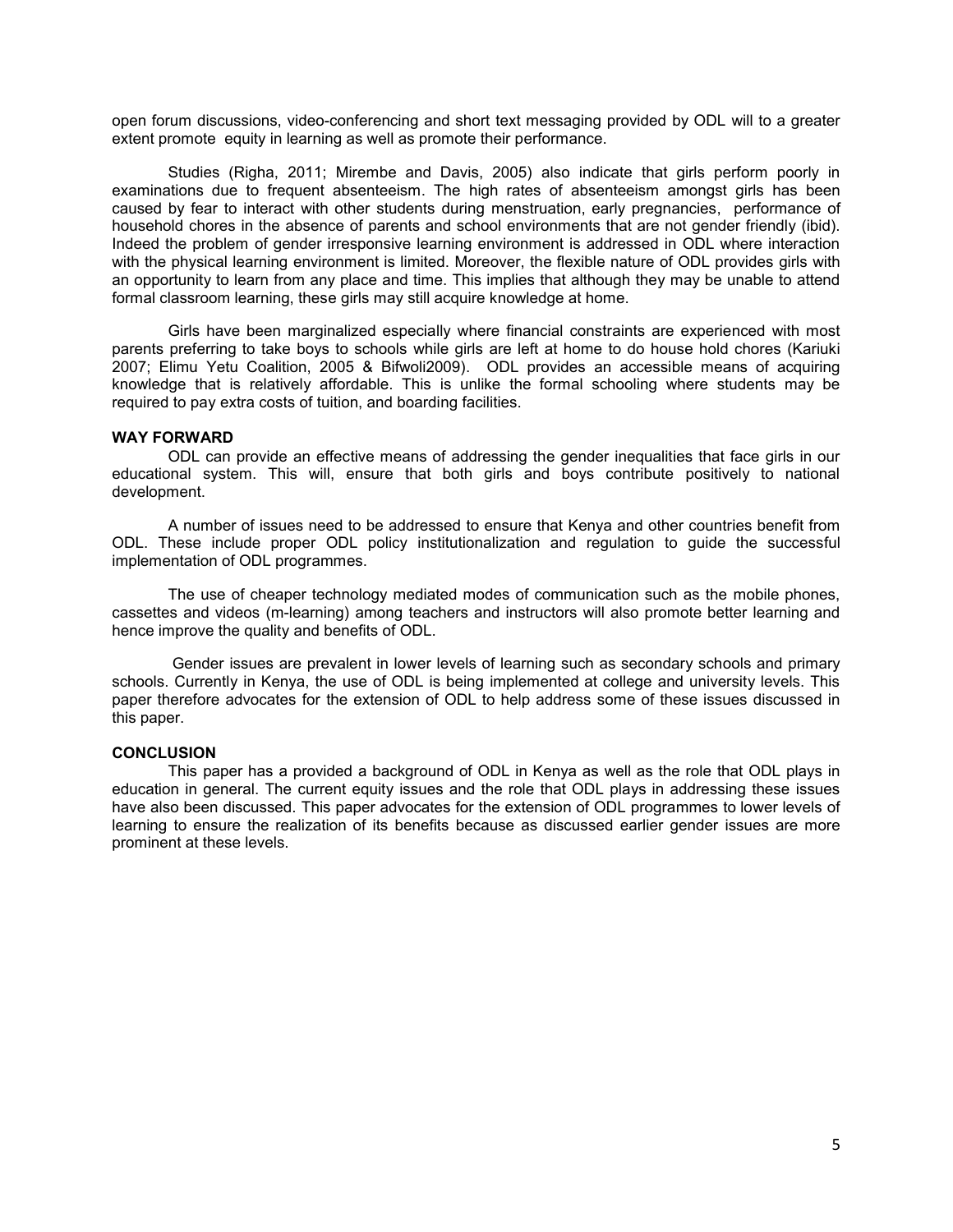open forum discussions, video-conferencing and short text messaging provided by ODL will to a greater extent promote equity in learning as well as promote their performance.

Studies (Righa, 2011; Mirembe and Davis, 2005) also indicate that girls perform poorly in examinations due to frequent absenteeism. The high rates of absenteeism amongst girls has been caused by fear to interact with other students during menstruation, early pregnancies, performance of household chores in the absence of parents and school environments that are not gender friendly (ibid). Indeed the problem of gender irresponsive learning environment is addressed in ODL where interaction with the physical learning environment is limited. Moreover, the flexible nature of ODL provides girls with an opportunity to learn from any place and time. This implies that although they may be unable to attend formal classroom learning, these girls may still acquire knowledge at home.

Girls have been marginalized especially where financial constraints are experienced with most parents preferring to take boys to schools while girls are left at home to do house hold chores (Kariuki 2007; Elimu Yetu Coalition, 2005 & Bifwoli2009). ODL provides an accessible means of acquiring knowledge that is relatively affordable. This is unlike the formal schooling where students may be required to pay extra costs of tuition, and boarding facilities.

**WAY FORWARD**

ODL can provide an effective means of addressing the gender inequalities that face girls in our educational system. This will, ensure that both girls and boys contribute positively to national development.

A number of issues need to be addressed to ensure that Kenya and other countries benefit from ODL. These include proper ODL policy institutionalization and regulation to guide the successful implementation of ODL programmes.

The use of cheaper technology mediated modes of communication such as the mobile phones, cassettes and videos (m-learning) among teachers and instructors will also promote better learning and hence improve the quality and benefits of ODL.

Gender issues are prevalent in lower levels of learning such as secondary schools and primary schools. Currently in Kenya, the use of ODL is being implemented at college and university levels. This paper therefore advocates for the extension of ODL to help address some of these issues discussed in this paper.

**CONCLUSION**

This paper has a provided a background of ODL in Kenya as well as the role that ODL plays in education in general. The current equity issues and the role that ODL plays in addressing these issues have also been discussed. This paper advocates for the extension of ODL programmes to lower levels of learning to ensure the realization of its benefits because as discussed earlier gender issues are more prominent at these levels.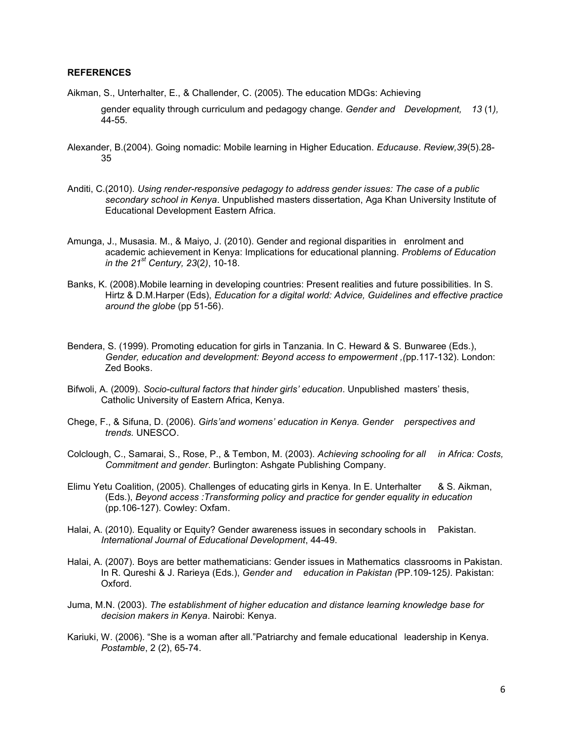**REFERENCES**

Aikman, S., Unterhalter, E., & Challender, C. (2005). The education MDGs: Achieving gender equality through curriculum and pedagogy change. *Gender and Development, 13* (1*),* 44-55.

Alexander, B.(2004). Going nomadic: Mobile learning in Higher Education. *Educause*. *Review,39*(5).28-35

Anditi, C.(2010). *Using render-responsive pedagogy to address gender issues: The case of a public secondary school in Kenya*. Unpublished masters dissertation, Aga Khan University Institute of Educational Development Eastern Africa.

Amunga, J., Musasia. M., & Maiyo, J. (2010). Gender and regional disparities in enrolment and academic achievement in Kenya: Implications for educational planning. *Problems of Education in the 21st Century, 23*(2*)*, 10-18.

Banks, K. (2008).Mobile learning in developing countries: Present realities and future possibilities. In S. Hirtz & D.M.Harper (Eds), *Education for a digital world: Advice, Guidelines and effective practice around the globe* (pp 51-56).

Bendera, S. (1999). Promoting education for girls in Tanzania. In C. Heward & S. Bunwaree (Eds.), *Gender, education and development: Beyond access to empowerment ,(*pp.117-132). London: Zed Books.

Bifwoli, A. (2009). *Socio-cultural factors that hinder girls' education*. Unpublished masters' thesis, Catholic University of Eastern Africa, Kenya.

Chege, F., & Sifuna, D. (2006). *Girls'and womens' education in Kenya. Gender perspectives and trends.* UNESCO.

Colclough, C., Samarai, S., Rose, P., & Tembon, M. (2003). *Achieving schooling for all in Africa: Costs, Commitment and gender*. Burlington: Ashgate Publishing Company.

Elimu Yetu Coalition, (2005). Challenges of educating girls in Kenya. In E. Unterhalter & S. Aikman, (Eds.), *Beyond access :Transforming policy and practice for gender equality in education* (pp.106-127). Cowley: Oxfam.

Halai, A. (2010). Equality or Equity? Gender awareness issues in secondary schools in Pakistan. *International Journal of Educational Development*, 44-49.

Halai, A. (2007). Boys are better mathematicians: Gender issues in Mathematics classrooms in Pakistan. In R. Qureshi & J. Rarieya (Eds.), *Gender and education in Pakistan (*PP.109-125*).* Pakistan: Oxford.

Juma, M.N. (2003). *The establishment of higher education and distance learning knowledge base for decision makers in Kenya*. Nairobi: Kenya.

Kariuki, W. (2006). "She is a woman after all."Patriarchy and female educational leadership in Kenya. *Postamble*, 2 (2), 65-74.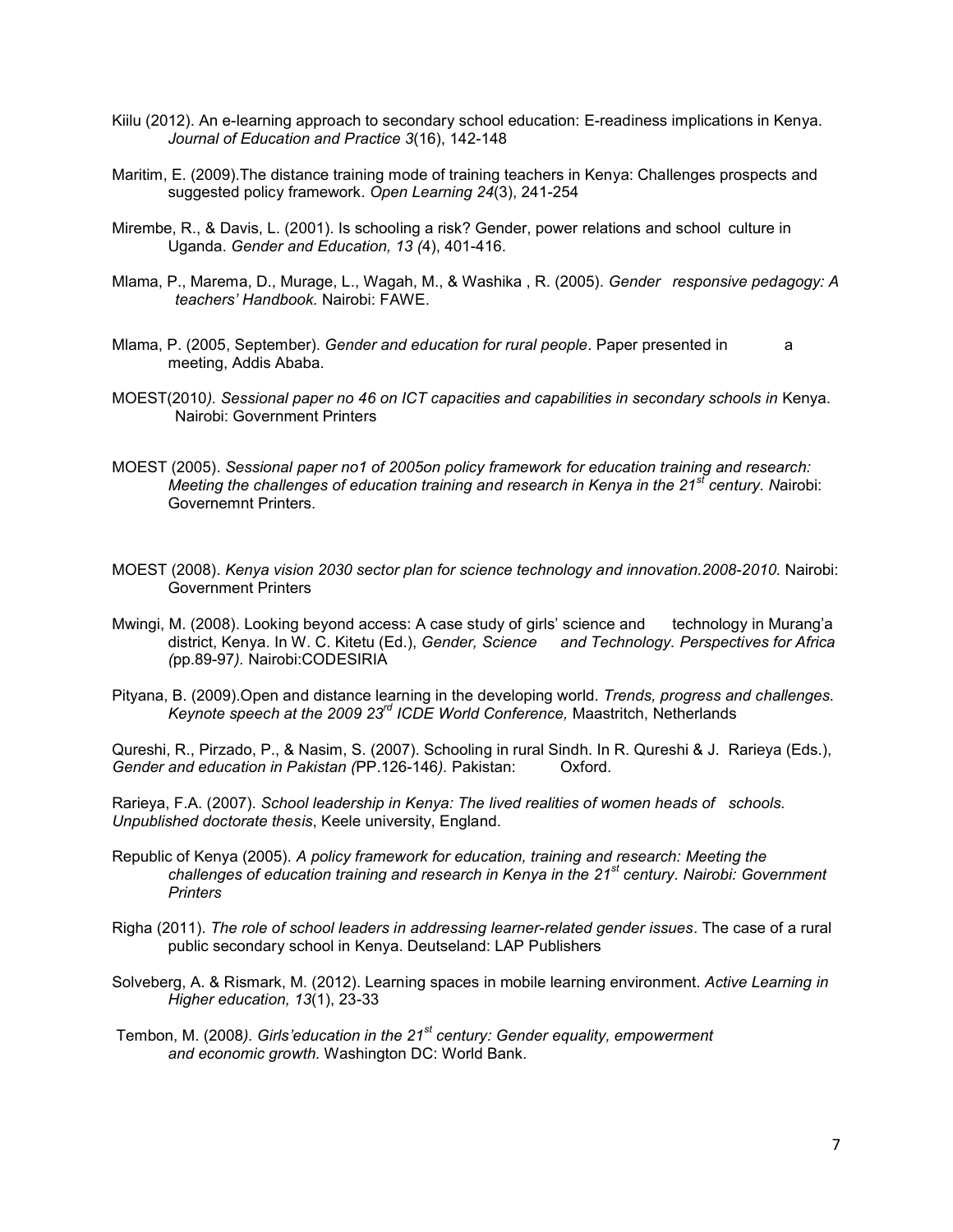Kiilu (2012). An e-learning approach to secondary school education: E-readiness implications in Kenya. *Journal of Education and Practice 3*(16), 142-148

Maritim, E. (2009).The distance training mode of training teachers in Kenya: Challenges prospects and suggested policy framework. *Open Learning 24*(3), 241-254

Mirembe, R., & Davis, L. (2001). Is schooling a risk? Gender, power relations and school culture in Uganda. *Gender and Education, 13 (*4), 401-416.

Mlama, P., Marema, D., Murage, L., Wagah, M., & Washika , R. (2005). *Gender responsive pedagogy: A teachers' Handbook.* Nairobi: FAWE.

Mlama, P. (2005, September). *Gender and education for rural people*. Paper presented in a meeting, Addis Ababa.

MOEST(2010*). Sessional paper no 46 on ICT capacities and capabilities in secondary schools in* Kenya. Nairobi: Government Printers

MOEST (2005). *Sessional paper no1 of 2005on policy framework for education training and research: Meeting the challenges of education training and research in Kenya in the 21st century. N*airobi: Governemnt Printers.

MOEST (2008). *Kenya vision 2030 sector plan for science technology and innovation.2008-2010.* Nairobi: Government Printers

Mwingi, M. (2008). Looking beyond access: A case study of girls' science and technology in Murang'a district, Kenya. In W. C. Kitetu (Ed.), *Gender, Science and Technology. Perspectives for Africa (*pp.89-97*).* Nairobi:CODESIRIA

Pityana, B. (2009).Open and distance learning in the developing world. *Trends, progress and challenges. Keynote speech at the 2009 23rd ICDE World Conference,* Maastritch, Netherlands

Qureshi, R., Pirzado, P., & Nasim, S. (2007). Schooling in rural Sindh. In R. Qureshi & J. Rarieya (Eds.), *Gender and education in Pakistan (*PP.126-146*).* Pakistan: Oxford.

Rarieya, F.A. (2007). *School leadership in Kenya: The lived realities of women heads of schools. Unpublished doctorate thesis*, Keele university, England.

Republic of Kenya (2005). *A policy framework for education, training and research: Meeting the challenges of education training and research in Kenya in the 21st century. Nairobi: Government Printers*

Righa (2011). *The role of school leaders in addressing learner-related gender issues*. The case of a rural public secondary school in Kenya. Deutseland: LAP Publishers

Solveberg, A. & Rismark, M. (2012). Learning spaces in mobile learning environment. *Active Learning in Higher education, 13*(1), 23-33

Tembon, M. (2008*). Girls'education in the 21st century: Gender equality, empowerment and economic growth.* Washington DC: World Bank.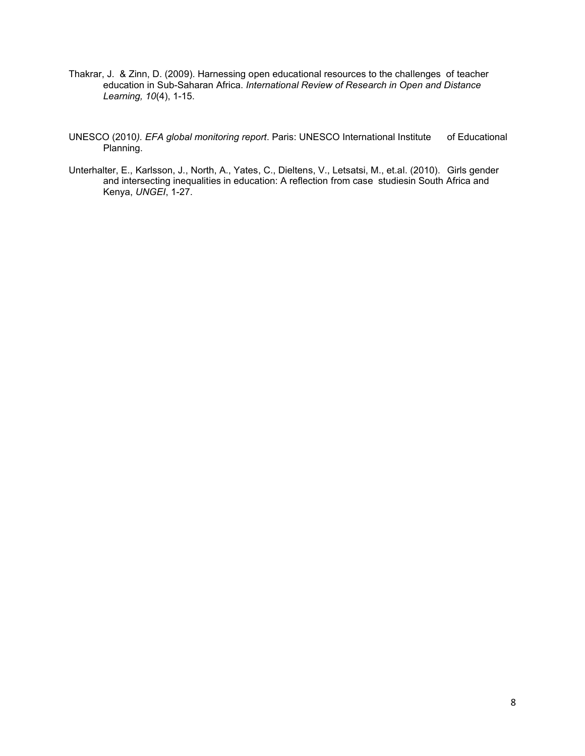Thakrar, J. & Zinn, D. (2009). Harnessing open educational resources to the challenges of teacher education in Sub-Saharan Africa. *International Review of Research in Open and Distance Learning, 10*(4), 1-15.

UNESCO (2010*). EFA global monitoring report*. Paris: UNESCO International Institute of Educational Planning.

Unterhalter, E., Karlsson, J., North, A., Yates, C., Dieltens, V., Letsatsi, M., et.al. (2010). Girls gender and intersecting inequalities in education: A reflection from case studiesin South Africa and Kenya, *UNGEI*, 1-27.